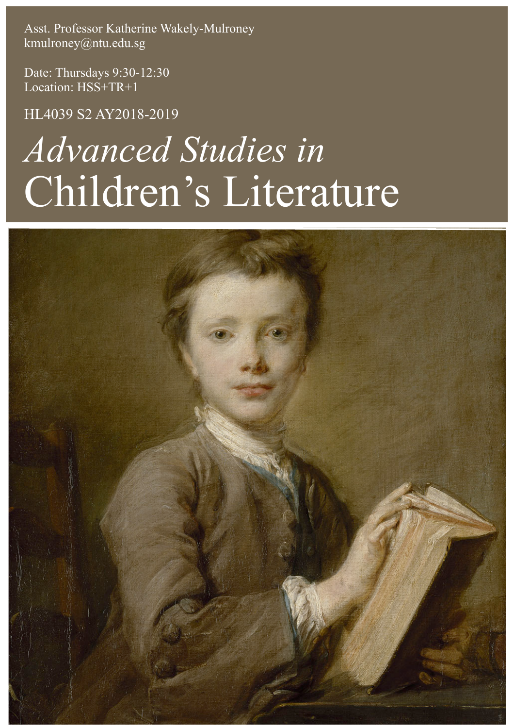Asst. Professor Katherine Wakely-Mulroney
kmulroney@ntu.edu.sg

Date: Thursdays 9:30-12:30
Location: HSS+TR+1

HL4039 S2 AY2018-2019

# *Advanced Studies in* Children's Literature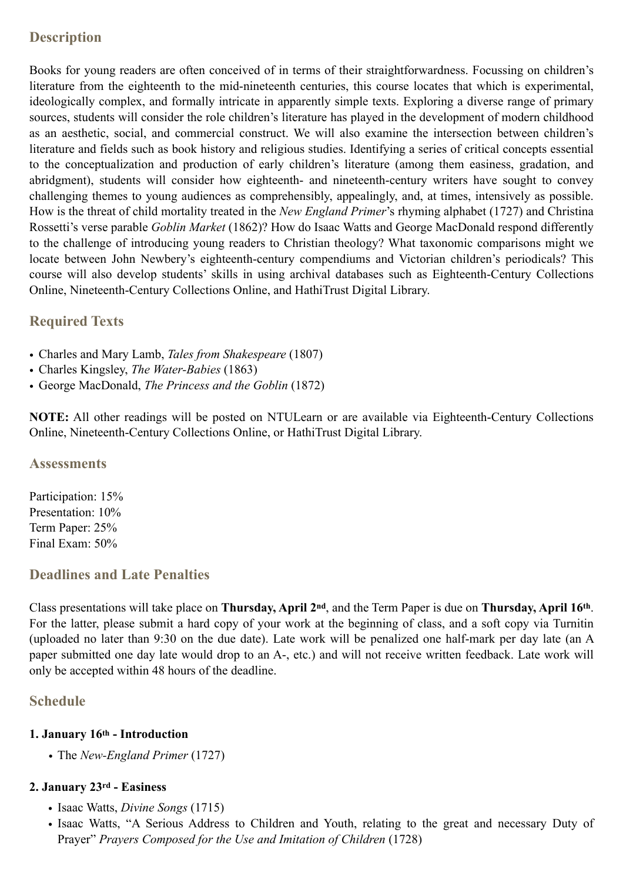## Description

Books for young readers are often conceived of in terms of their straightforwardness. Focussing on children's literature from the eighteenth to the mid-nineteenth centuries, this course locates that which is experimental, ideologically complex, and formally intricate in apparently simple texts. Exploring a diverse range of primary sources, students will consider the role children's literature has played in the development of modern childhood as an aesthetic, social, and commercial construct. We will also examine the intersection between children's literature and fields such as book history and religious studies. Identifying a series of critical concepts essential to the conceptualization and production of early children's literature (among them easiness, gradation, and abridgment), students will consider how eighteenth- and nineteenth-century writers have sought to convey challenging themes to young audiences as comprehensibly, appealingly, and, at times, intensively as possible. How is the threat of child mortality treated in the *New England Primer*'s rhyming alphabet (1727) and Christina Rossetti's verse parable *Goblin Market* (1862)? How do Isaac Watts and George MacDonald respond differently to the challenge of introducing young readers to Christian theology? What taxonomic comparisons might we locate between John Newbery's eighteenth-century compendiums and Victorian children's periodicals? This course will also develop students' skills in using archival databases such as Eighteenth-Century Collections Online, Nineteenth-Century Collections Online, and HathiTrust Digital Library.

## Required Texts

- Charles and Mary Lamb, *Tales from Shakespeare* (1807)
- Charles Kingsley, *The Water-Babies* (1863)
- George MacDonald, *The Princess and the Goblin* (1872)

**NOTE:** All other readings will be posted on NTULearn or are available via Eighteenth-Century Collections Online, Nineteenth-Century Collections Online, or HathiTrust Digital Library.

## Assessments

Participation: 15%
Presentation: 10%
Term Paper: 25%
Final Exam: 50%

## Deadlines and Late Penalties

Class presentations will take place on **Thursday, April 2nd**, and the Term Paper is due on **Thursday, April 16th**. For the latter, please submit a hard copy of your work at the beginning of class, and a soft copy via Turnitin (uploaded no later than 9:30 on the due date). Late work will be penalized one half-mark per day late (an A paper submitted one day late would drop to an A-, etc.) and will not receive written feedback. Late work will only be accepted within 48 hours of the deadline.

## Schedule

**1. January 16th - Introduction**

- The *New-England Primer* (1727)

**2. January 23rd - Easiness**

- Isaac Watts, *Divine Songs* (1715)
- Isaac Watts, "A Serious Address to Children and Youth, relating to the great and necessary Duty of Prayer" *Prayers Composed for the Use and Imitation of Children* (1728)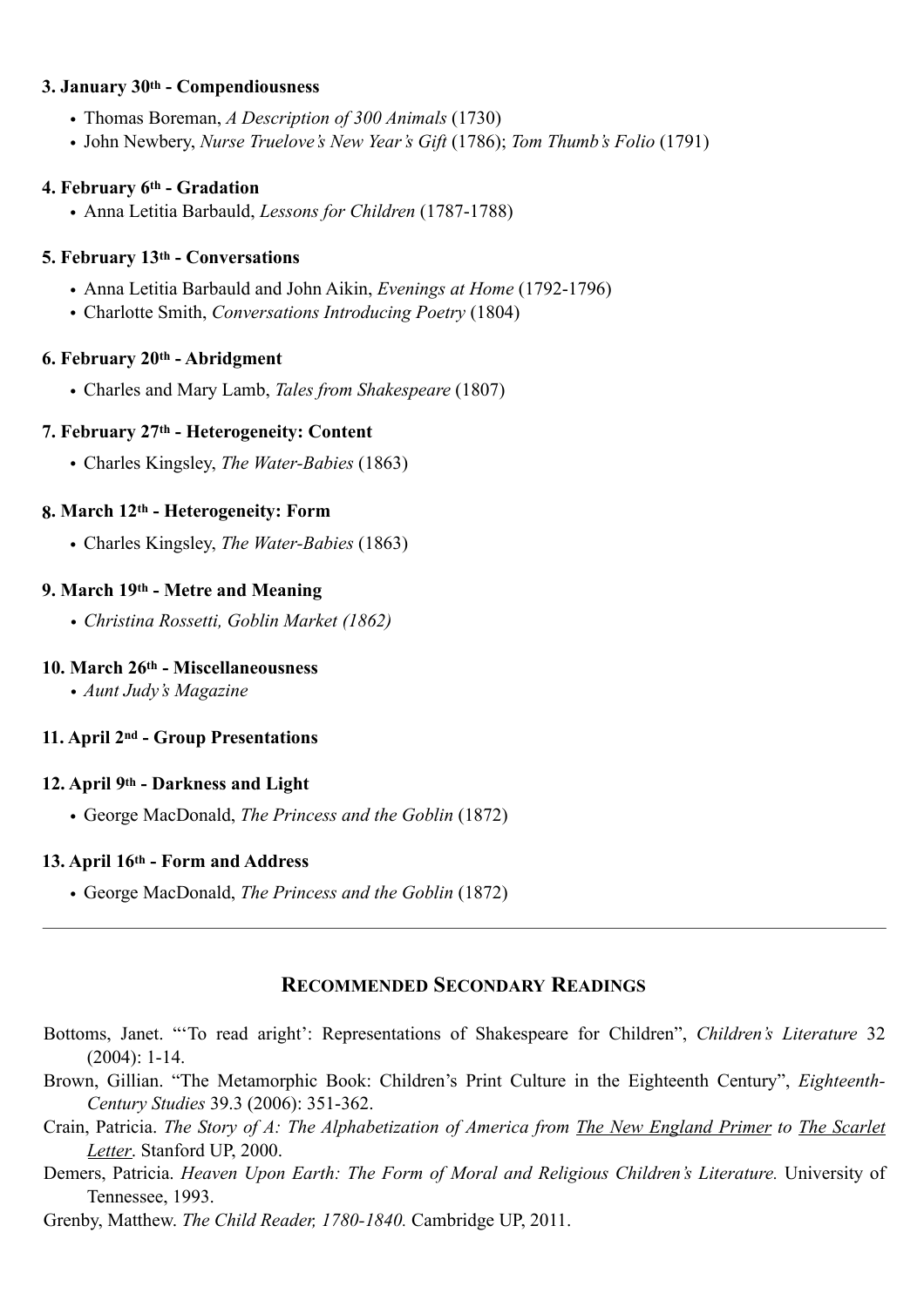**3. January 30th - Compendiousness**

- Thomas Boreman, *A Description of 300 Animals* (1730)
- John Newbery, *Nurse Truelove's New Year's Gift* (1786); *Tom Thumb's Folio* (1791)

**4. February 6th - Gradation**

- Anna Letitia Barbauld, *Lessons for Children* (1787-1788)

**5. February 13th - Conversations**

- Anna Letitia Barbauld and John Aikin, *Evenings at Home* (1792-1796)
- Charlotte Smith, *Conversations Introducing Poetry* (1804)

**6. February 20th - Abridgment**

- Charles and Mary Lamb, *Tales from Shakespeare* (1807)

**7. February 27th - Heterogeneity: Content**

- Charles Kingsley, *The Water-Babies* (1863)

**8. March 12th - Heterogeneity: Form**

- Charles Kingsley, *The Water-Babies* (1863)

**9. March 19th - Metre and Meaning**

- *Christina Rossetti, Goblin Market (1862)*

**10. March 26th - Miscellaneousness**

- *Aunt Judy's Magazine*

**11. April 2nd - Group Presentations**

**12. April 9th - Darkness and Light**

- George MacDonald, *The Princess and the Goblin* (1872)

**13. April 16th - Form and Address**

- George MacDonald, *The Princess and the Goblin* (1872)

---

## RECOMMENDED SECONDARY READINGS

Bottoms, Janet. "'To read aright': Representations of Shakespeare for Children", *Children's Literature* 32 (2004): 1-14.

Brown, Gillian. "The Metamorphic Book: Children's Print Culture in the Eighteenth Century", *Eighteenth-Century Studies* 39.3 (2006): 351-362.

Crain, Patricia. *The Story of A: The Alphabetization of America from The New England Primer to The Scarlet Letter*. Stanford UP, 2000.

Demers, Patricia. *Heaven Upon Earth: The Form of Moral and Religious Children's Literature.* University of Tennessee, 1993.

Grenby, Matthew. *The Child Reader, 1780-1840.* Cambridge UP, 2011.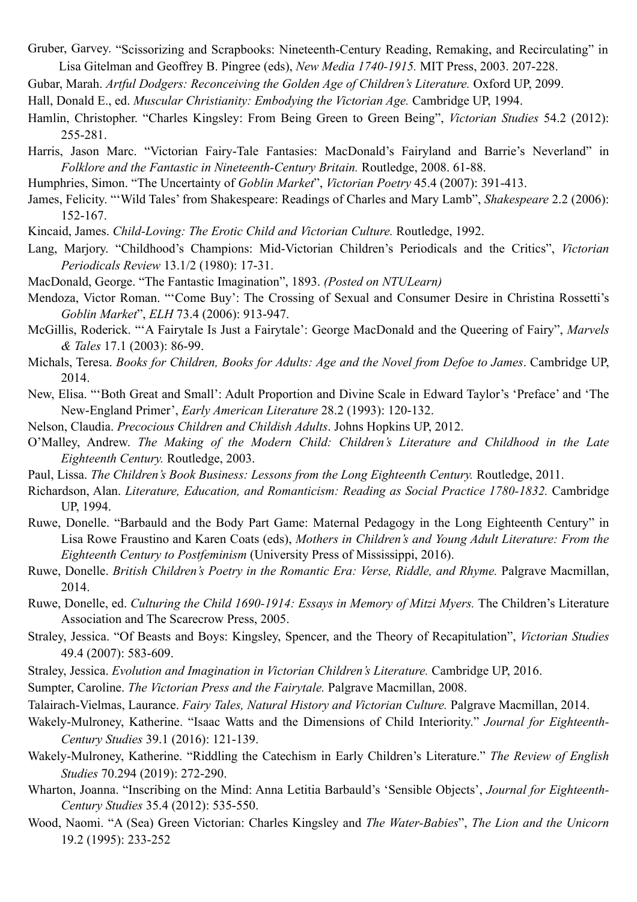Gruber, Garvey. "Scissorizing and Scrapbooks: Nineteenth-Century Reading, Remaking, and Recirculating" in Lisa Gitelman and Geoffrey B. Pingree (eds), *New Media 1740-1915.* MIT Press, 2003. 207-228.

Gubar, Marah. *Artful Dodgers: Reconceiving the Golden Age of Children's Literature.* Oxford UP, 2099.

Hall, Donald E., ed. *Muscular Christianity: Embodying the Victorian Age.* Cambridge UP, 1994.

Hamlin, Christopher. "Charles Kingsley: From Being Green to Green Being", *Victorian Studies* 54.2 (2012): 255-281.

Harris, Jason Marc. "Victorian Fairy-Tale Fantasies: MacDonald's Fairyland and Barrie's Neverland" in *Folklore and the Fantastic in Nineteenth-Century Britain.* Routledge, 2008. 61-88.

Humphries, Simon. "The Uncertainty of *Goblin Market*", *Victorian Poetry* 45.4 (2007): 391-413.

James, Felicity. "'Wild Tales' from Shakespeare: Readings of Charles and Mary Lamb", *Shakespeare* 2.2 (2006): 152-167.

Kincaid, James. *Child-Loving: The Erotic Child and Victorian Culture.* Routledge, 1992.

Lang, Marjory. "Childhood's Champions: Mid-Victorian Children's Periodicals and the Critics", *Victorian Periodicals Review* 13.1/2 (1980): 17-31.

MacDonald, George. "The Fantastic Imagination", 1893. *(Posted on NTULearn)*

Mendoza, Victor Roman. "'Come Buy': The Crossing of Sexual and Consumer Desire in Christina Rossetti's *Goblin Market*", *ELH* 73.4 (2006): 913-947.

McGillis, Roderick. "'A Fairytale Is Just a Fairytale': George MacDonald and the Queering of Fairy", *Marvels & Tales* 17.1 (2003): 86-99.

Michals, Teresa. *Books for Children, Books for Adults: Age and the Novel from Defoe to James*. Cambridge UP, 2014.

New, Elisa. "'Both Great and Small': Adult Proportion and Divine Scale in Edward Taylor's 'Preface' and 'The New-England Primer'", *Early American Literature* 28.2 (1993): 120-132.

Nelson, Claudia. *Precocious Children and Childish Adults*. Johns Hopkins UP, 2012.

O'Malley, Andrew. *The Making of the Modern Child: Children's Literature and Childhood in the Late Eighteenth Century.* Routledge, 2003.

Paul, Lissa. *The Children's Book Business: Lessons from the Long Eighteenth Century.* Routledge, 2011.

Richardson, Alan. *Literature, Education, and Romanticism: Reading as Social Practice 1780-1832.* Cambridge UP, 1994.

Ruwe, Donelle. "Barbauld and the Body Part Game: Maternal Pedagogy in the Long Eighteenth Century" in Lisa Rowe Fraustino and Karen Coats (eds), *Mothers in Children's and Young Adult Literature: From the Eighteenth Century to Postfeminism* (University Press of Mississippi, 2016).

Ruwe, Donelle. *British Children's Poetry in the Romantic Era: Verse, Riddle, and Rhyme.* Palgrave Macmillan, 2014.

Ruwe, Donelle, ed. *Culturing the Child 1690-1914: Essays in Memory of Mitzi Myers.* The Children's Literature Association and The Scarecrow Press, 2005.

Straley, Jessica. "Of Beasts and Boys: Kingsley, Spencer, and the Theory of Recapitulation", *Victorian Studies* 49.4 (2007): 583-609.

Straley, Jessica. *Evolution and Imagination in Victorian Children's Literature.* Cambridge UP, 2016.

Sumpter, Caroline. *The Victorian Press and the Fairytale.* Palgrave Macmillan, 2008.

Talairach-Vielmas, Laurance. *Fairy Tales, Natural History and Victorian Culture.* Palgrave Macmillan, 2014.

Wakely-Mulroney, Katherine. "Isaac Watts and the Dimensions of Child Interiority." *Journal for Eighteenth-Century Studies* 39.1 (2016): 121-139.

Wakely-Mulroney, Katherine. "Riddling the Catechism in Early Children's Literature." *The Review of English Studies* 70.294 (2019): 272-290.

Wharton, Joanna. "Inscribing on the Mind: Anna Letitia Barbauld's 'Sensible Objects', *Journal for Eighteenth-Century Studies* 35.4 (2012): 535-550.

Wood, Naomi. "A (Sea) Green Victorian: Charles Kingsley and *The Water-Babies*", *The Lion and the Unicorn* 19.2 (1995): 233-252